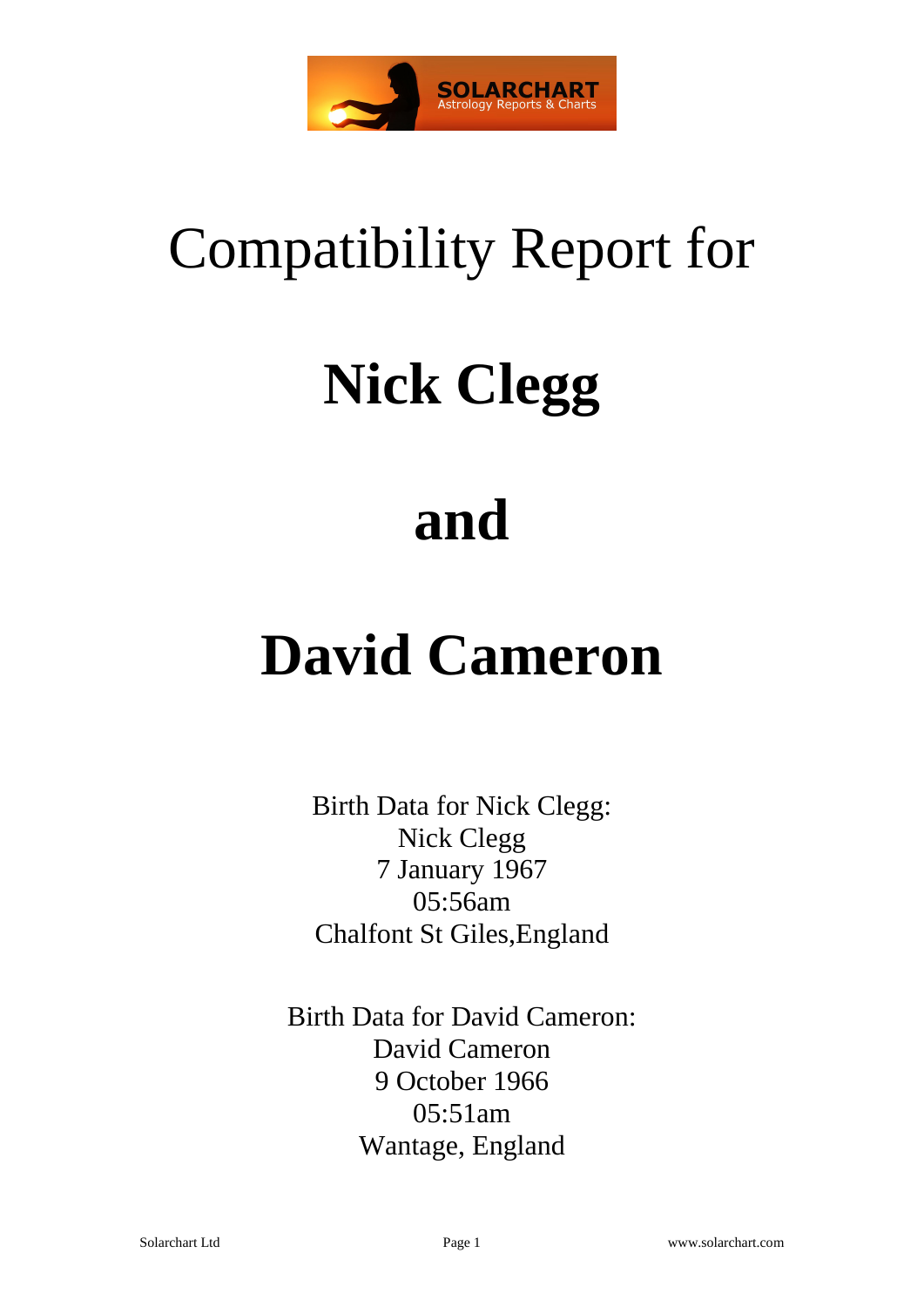# Compatibility Report for

# Nick Clegg

# and

# David Cameron

Birth Data for Nick Clegg:
Nick Clegg
7 January 1967
05:56am
Chalfont St Giles,England

Birth Data for David Cameron:
David Cameron
9 October 1966
05:51am
Wantage, England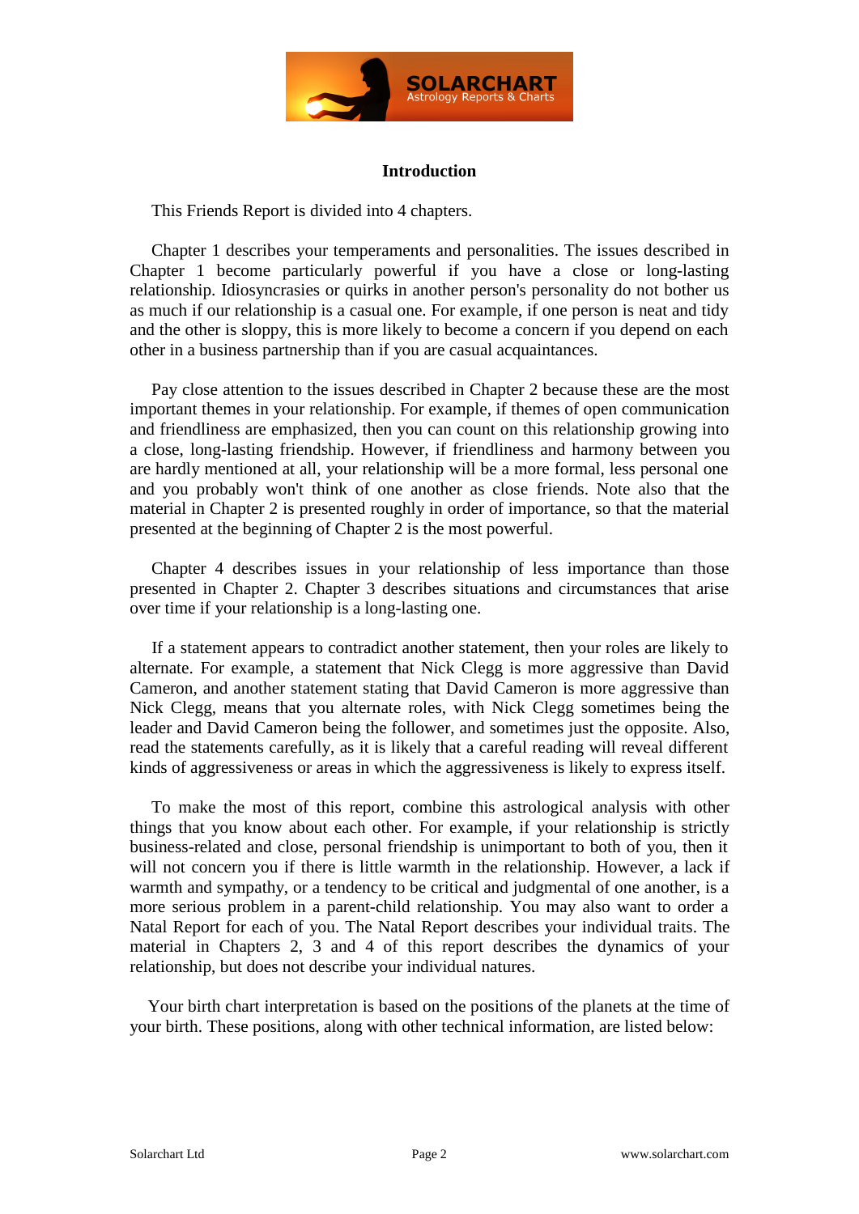## Introduction

This Friends Report is divided into 4 chapters.

Chapter 1 describes your temperaments and personalities. The issues described in Chapter 1 become particularly powerful if you have a close or long-lasting relationship. Idiosyncrasies or quirks in another person's personality do not bother us as much if our relationship is a casual one. For example, if one person is neat and tidy and the other is sloppy, this is more likely to become a concern if you depend on each other in a business partnership than if you are casual acquaintances.

Pay close attention to the issues described in Chapter 2 because these are the most important themes in your relationship. For example, if themes of open communication and friendliness are emphasized, then you can count on this relationship growing into a close, long-lasting friendship. However, if friendliness and harmony between you are hardly mentioned at all, your relationship will be a more formal, less personal one and you probably won't think of one another as close friends. Note also that the material in Chapter 2 is presented roughly in order of importance, so that the material presented at the beginning of Chapter 2 is the most powerful.

Chapter 4 describes issues in your relationship of less importance than those presented in Chapter 2. Chapter 3 describes situations and circumstances that arise over time if your relationship is a long-lasting one.

If a statement appears to contradict another statement, then your roles are likely to alternate. For example, a statement that Nick Clegg is more aggressive than David Cameron, and another statement stating that David Cameron is more aggressive than Nick Clegg, means that you alternate roles, with Nick Clegg sometimes being the leader and David Cameron being the follower, and sometimes just the opposite. Also, read the statements carefully, as it is likely that a careful reading will reveal different kinds of aggressiveness or areas in which the aggressiveness is likely to express itself.

To make the most of this report, combine this astrological analysis with other things that you know about each other. For example, if your relationship is strictly business-related and close, personal friendship is unimportant to both of you, then it will not concern you if there is little warmth in the relationship. However, a lack if warmth and sympathy, or a tendency to be critical and judgmental of one another, is a more serious problem in a parent-child relationship. You may also want to order a Natal Report for each of you. The Natal Report describes your individual traits. The material in Chapters 2, 3 and 4 of this report describes the dynamics of your relationship, but does not describe your individual natures.

Your birth chart interpretation is based on the positions of the planets at the time of your birth. These positions, along with other technical information, are listed below: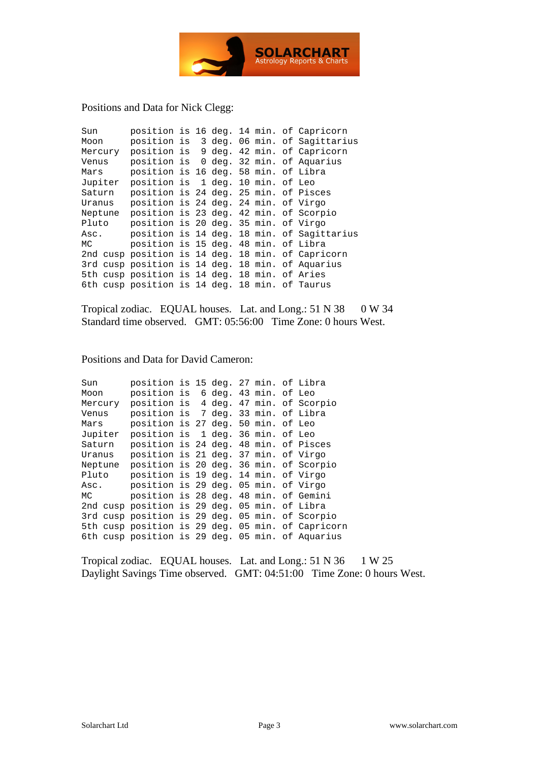Positions and Data for Nick Clegg:

```
Sun      position is 16 deg. 14 min. of Capricorn
Moon     position is  3 deg. 06 min. of Sagittarius
Mercury  position is  9 deg. 42 min. of Capricorn
Venus    position is  0 deg. 32 min. of Aquarius
Mars     position is 16 deg. 58 min. of Libra
Jupiter  position is  1 deg. 10 min. of Leo
Saturn   position is 24 deg. 25 min. of Pisces
Uranus   position is 24 deg. 24 min. of Virgo
Neptune  position is 23 deg. 42 min. of Scorpio
Pluto    position is 20 deg. 35 min. of Virgo
Asc.     position is 14 deg. 18 min. of Sagittarius
MC       position is 15 deg. 48 min. of Libra
2nd cusp position is 14 deg. 18 min. of Capricorn
3rd cusp position is 14 deg. 18 min. of Aquarius
5th cusp position is 14 deg. 18 min. of Aries
6th cusp position is 14 deg. 18 min. of Taurus
```

Tropical zodiac. EQUAL houses. Lat. and Long.: 51 N 38 0 W 34
Standard time observed. GMT: 05:56:00 Time Zone: 0 hours West.

Positions and Data for David Cameron:

```
Sun      position is 15 deg. 27 min. of Libra
Moon     position is  6 deg. 43 min. of Leo
Mercury  position is  4 deg. 47 min. of Scorpio
Venus    position is  7 deg. 33 min. of Libra
Mars     position is 27 deg. 50 min. of Leo
Jupiter  position is  1 deg. 36 min. of Leo
Saturn   position is 24 deg. 48 min. of Pisces
Uranus   position is 21 deg. 37 min. of Virgo
Neptune  position is 20 deg. 36 min. of Scorpio
Pluto    position is 19 deg. 14 min. of Virgo
Asc.     position is 29 deg. 05 min. of Virgo
MC       position is 28 deg. 48 min. of Gemini
2nd cusp position is 29 deg. 05 min. of Libra
3rd cusp position is 29 deg. 05 min. of Scorpio
5th cusp position is 29 deg. 05 min. of Capricorn
6th cusp position is 29 deg. 05 min. of Aquarius
```

Tropical zodiac. EQUAL houses. Lat. and Long.: 51 N 36 1 W 25
Daylight Savings Time observed. GMT: 04:51:00 Time Zone: 0 hours West.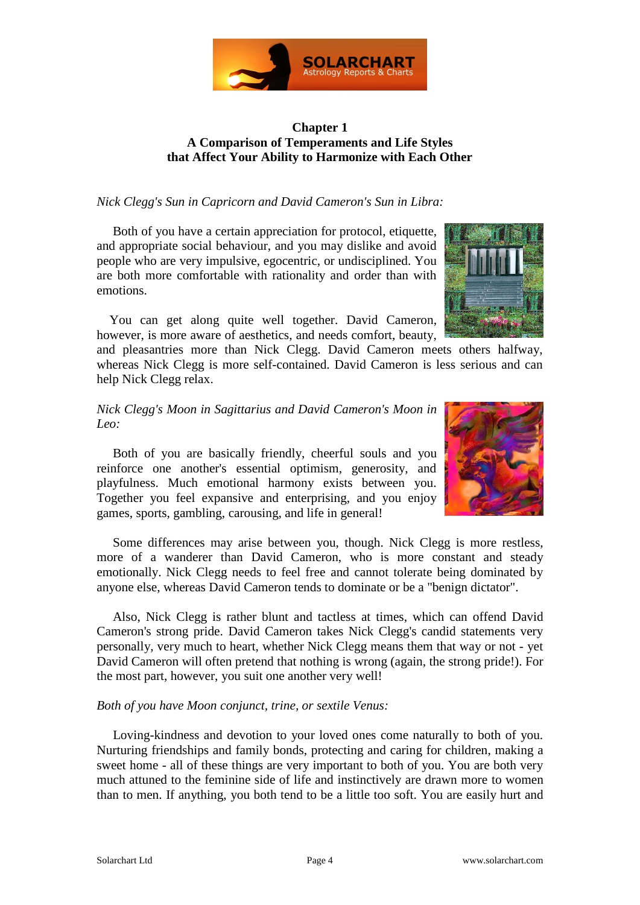**Chapter 1**
**A Comparison of Temperaments and Life Styles that Affect Your Ability to Harmonize with Each Other**

*Nick Clegg's Sun in Capricorn and David Cameron's Sun in Libra:*

Both of you have a certain appreciation for protocol, etiquette, and appropriate social behaviour, and you may dislike and avoid people who are very impulsive, egocentric, or undisciplined. You are both more comfortable with rationality and order than with emotions.

You can get along quite well together. David Cameron, however, is more aware of aesthetics, and needs comfort, beauty, and pleasantries more than Nick Clegg. David Cameron meets others halfway, whereas Nick Clegg is more self-contained. David Cameron is less serious and can help Nick Clegg relax.

*Nick Clegg's Moon in Sagittarius and David Cameron's Moon in Leo:*

Both of you are basically friendly, cheerful souls and you reinforce one another's essential optimism, generosity, and playfulness. Much emotional harmony exists between you. Together you feel expansive and enterprising, and you enjoy games, sports, gambling, carousing, and life in general!

Some differences may arise between you, though. Nick Clegg is more restless, more of a wanderer than David Cameron, who is more constant and steady emotionally. Nick Clegg needs to feel free and cannot tolerate being dominated by anyone else, whereas David Cameron tends to dominate or be a "benign dictator".

Also, Nick Clegg is rather blunt and tactless at times, which can offend David Cameron's strong pride. David Cameron takes Nick Clegg's candid statements very personally, very much to heart, whether Nick Clegg means them that way or not - yet David Cameron will often pretend that nothing is wrong (again, the strong pride!). For the most part, however, you suit one another very well!

*Both of you have Moon conjunct, trine, or sextile Venus:*

Loving-kindness and devotion to your loved ones come naturally to both of you. Nurturing friendships and family bonds, protecting and caring for children, making a sweet home - all of these things are very important to both of you. You are both very much attuned to the feminine side of life and instinctively are drawn more to women than to men. If anything, you both tend to be a little too soft. You are easily hurt and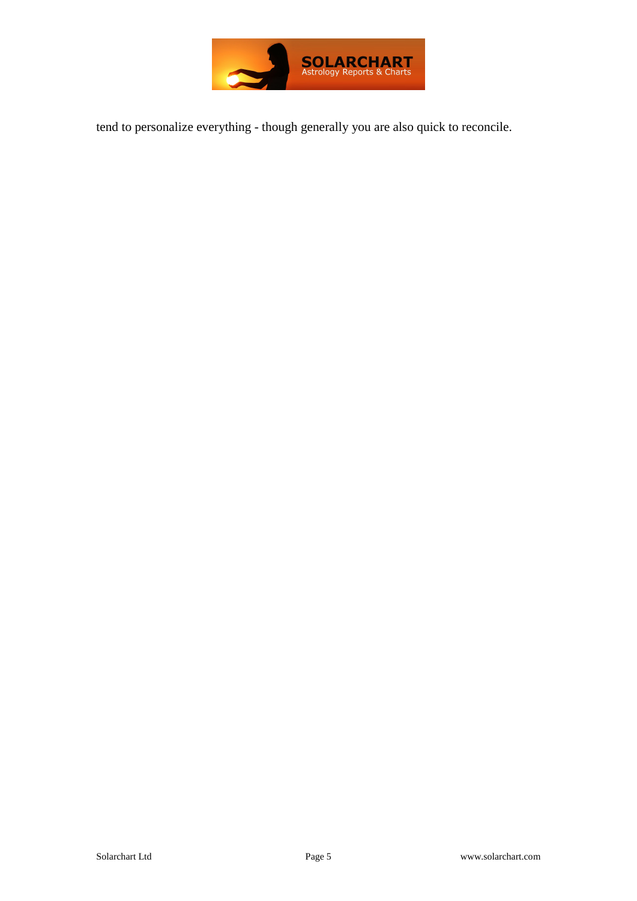tend to personalize everything - though generally you are also quick to reconcile.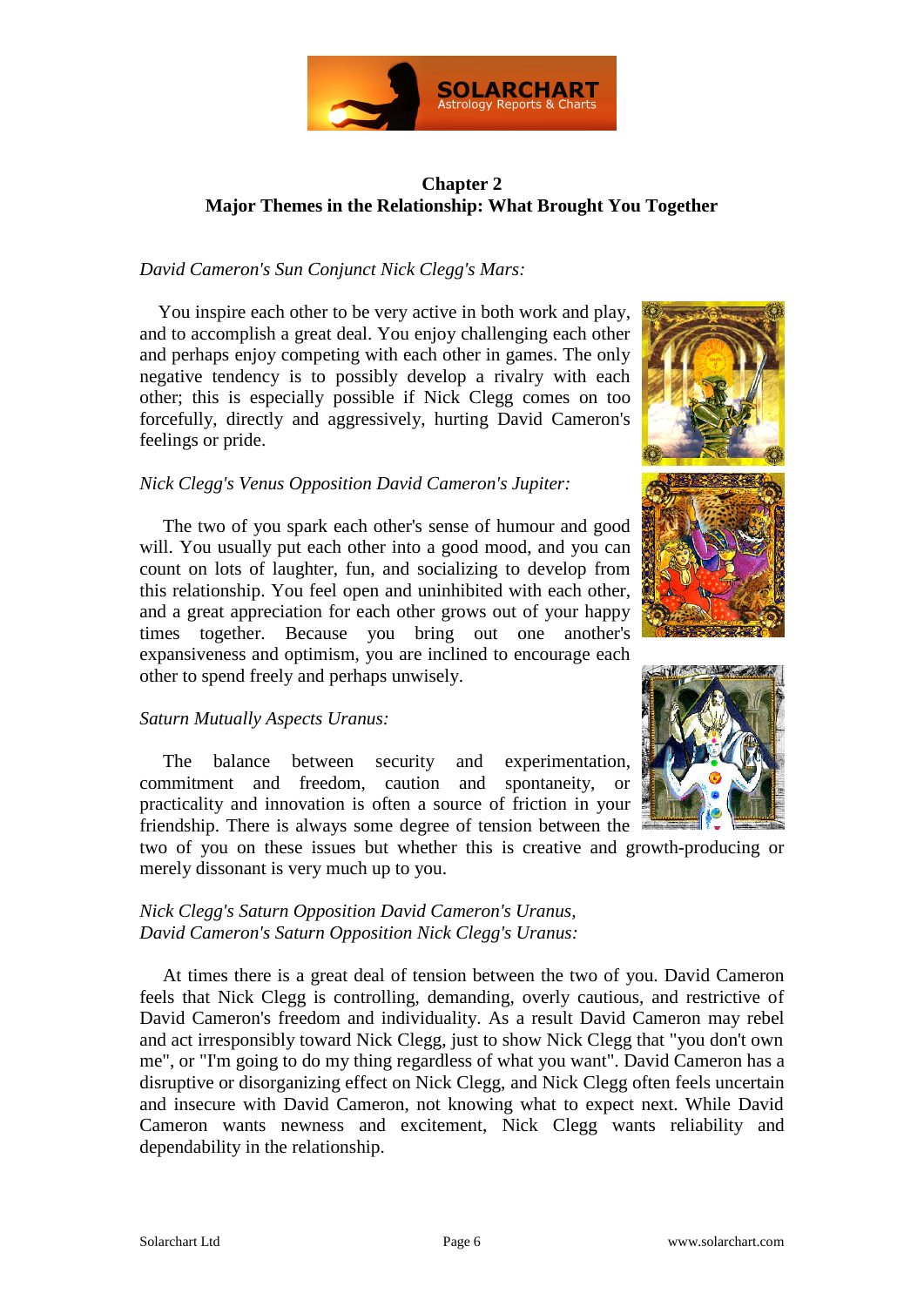## Chapter 2
## Major Themes in the Relationship: What Brought You Together

*David Cameron's Sun Conjunct Nick Clegg's Mars:*

You inspire each other to be very active in both work and play, and to accomplish a great deal. You enjoy challenging each other and perhaps enjoy competing with each other in games. The only negative tendency is to possibly develop a rivalry with each other; this is especially possible if Nick Clegg comes on too forcefully, directly and aggressively, hurting David Cameron's feelings or pride.

*Nick Clegg's Venus Opposition David Cameron's Jupiter:*

The two of you spark each other's sense of humour and good will. You usually put each other into a good mood, and you can count on lots of laughter, fun, and socializing to develop from this relationship. You feel open and uninhibited with each other, and a great appreciation for each other grows out of your happy times together. Because you bring out one another's expansiveness and optimism, you are inclined to encourage each other to spend freely and perhaps unwisely.

*Saturn Mutually Aspects Uranus:*

The balance between security and experimentation, commitment and freedom, caution and spontaneity, or practicality and innovation is often a source of friction in your friendship. There is always some degree of tension between the two of you on these issues but whether this is creative and growth-producing or merely dissonant is very much up to you.

*Nick Clegg's Saturn Opposition David Cameron's Uranus,*
*David Cameron's Saturn Opposition Nick Clegg's Uranus:*

At times there is a great deal of tension between the two of you. David Cameron feels that Nick Clegg is controlling, demanding, overly cautious, and restrictive of David Cameron's freedom and individuality. As a result David Cameron may rebel and act irresponsibly toward Nick Clegg, just to show Nick Clegg that "you don't own me", or "I'm going to do my thing regardless of what you want". David Cameron has a disruptive or disorganizing effect on Nick Clegg, and Nick Clegg often feels uncertain and insecure with David Cameron, not knowing what to expect next. While David Cameron wants newness and excitement, Nick Clegg wants reliability and dependability in the relationship.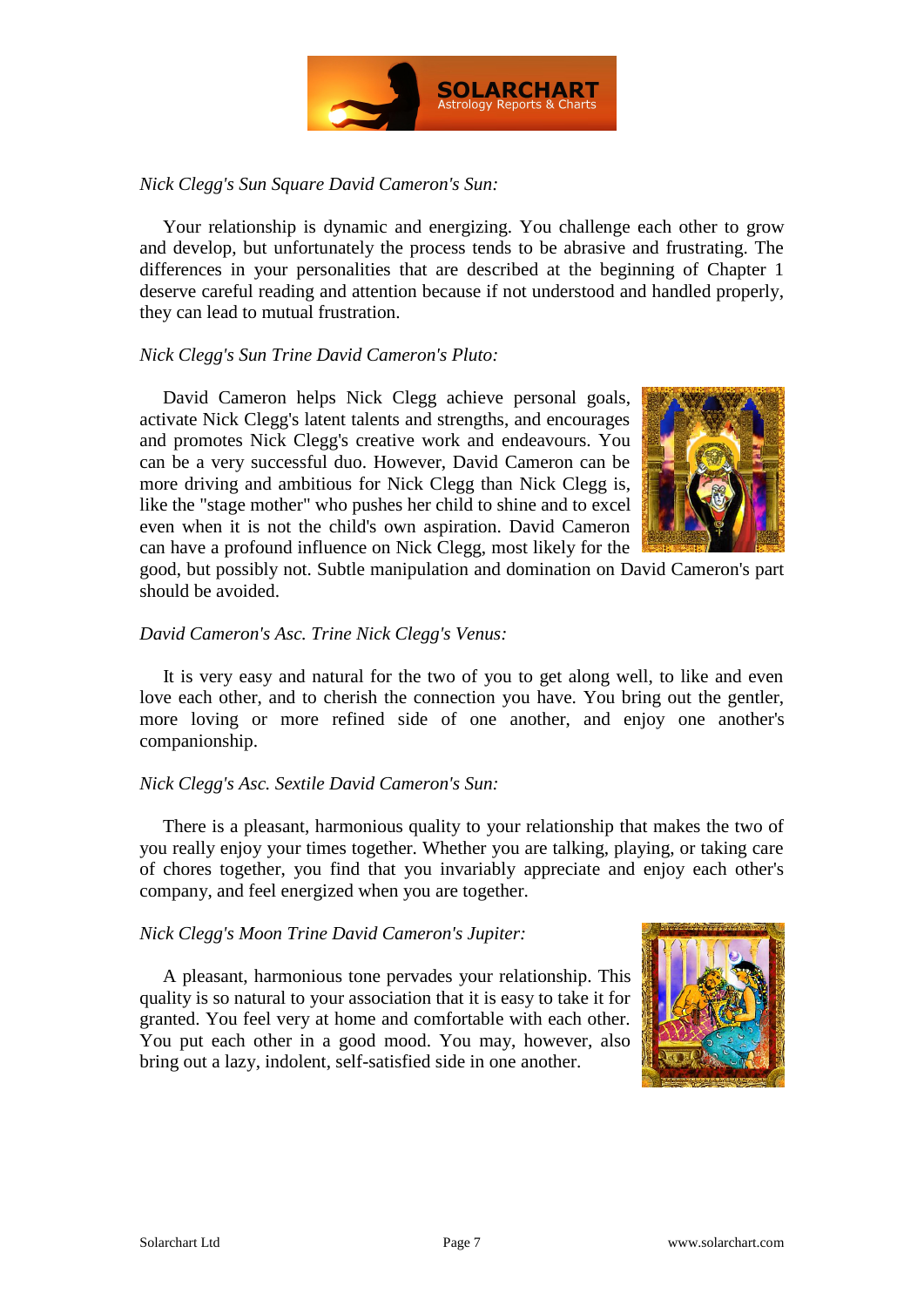*Nick Clegg's Sun Square David Cameron's Sun:*

Your relationship is dynamic and energizing. You challenge each other to grow and develop, but unfortunately the process tends to be abrasive and frustrating. The differences in your personalities that are described at the beginning of Chapter 1 deserve careful reading and attention because if not understood and handled properly, they can lead to mutual frustration.

*Nick Clegg's Sun Trine David Cameron's Pluto:*

David Cameron helps Nick Clegg achieve personal goals, activate Nick Clegg's latent talents and strengths, and encourages and promotes Nick Clegg's creative work and endeavours. You can be a very successful duo. However, David Cameron can be more driving and ambitious for Nick Clegg than Nick Clegg is, like the "stage mother" who pushes her child to shine and to excel even when it is not the child's own aspiration. David Cameron can have a profound influence on Nick Clegg, most likely for the good, but possibly not. Subtle manipulation and domination on David Cameron's part should be avoided.

*David Cameron's Asc. Trine Nick Clegg's Venus:*

It is very easy and natural for the two of you to get along well, to like and even love each other, and to cherish the connection you have. You bring out the gentler, more loving or more refined side of one another, and enjoy one another's companionship.

*Nick Clegg's Asc. Sextile David Cameron's Sun:*

There is a pleasant, harmonious quality to your relationship that makes the two of you really enjoy your times together. Whether you are talking, playing, or taking care of chores together, you find that you invariably appreciate and enjoy each other's company, and feel energized when you are together.

*Nick Clegg's Moon Trine David Cameron's Jupiter:*

A pleasant, harmonious tone pervades your relationship. This quality is so natural to your association that it is easy to take it for granted. You feel very at home and comfortable with each other. You put each other in a good mood. You may, however, also bring out a lazy, indolent, self-satisfied side in one another.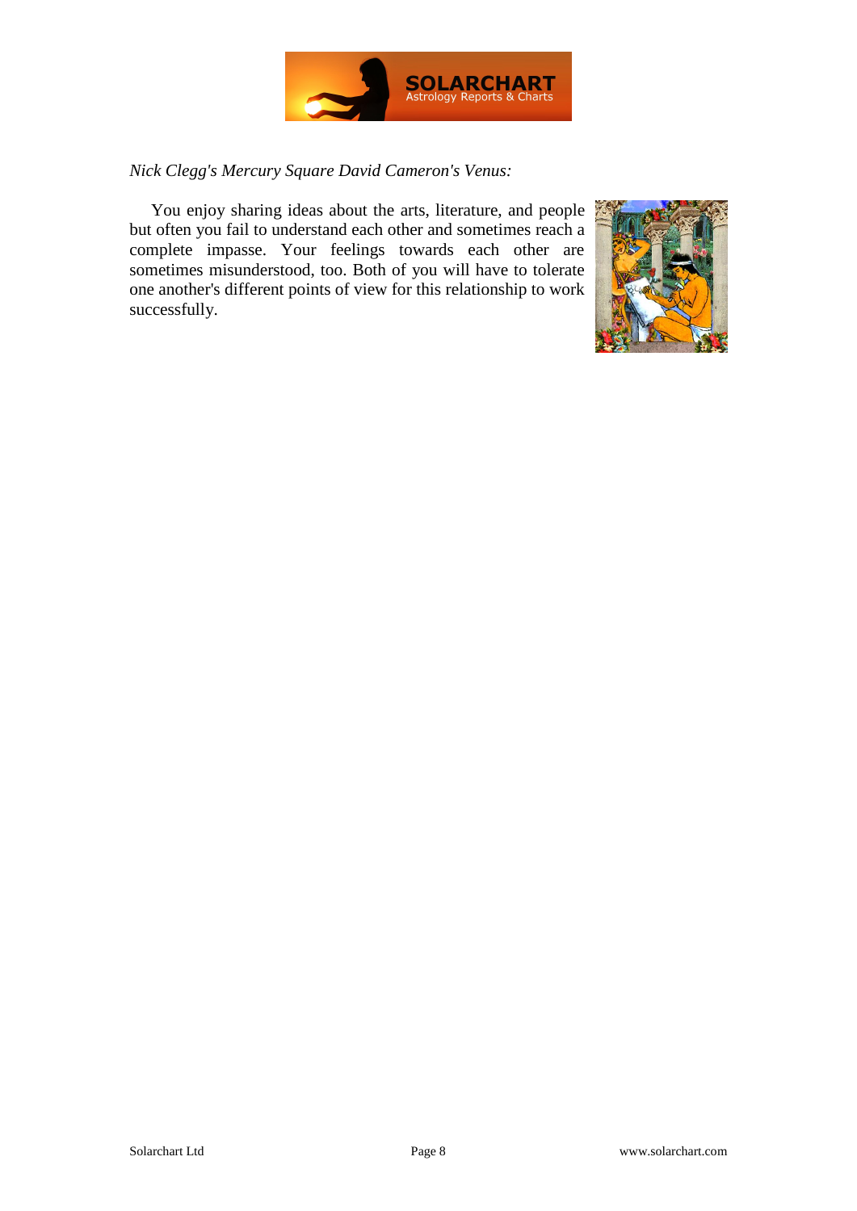*Nick Clegg's Mercury Square David Cameron's Venus:*

You enjoy sharing ideas about the arts, literature, and people but often you fail to understand each other and sometimes reach a complete impasse. Your feelings towards each other are sometimes misunderstood, too. Both of you will have to tolerate one another's different points of view for this relationship to work successfully.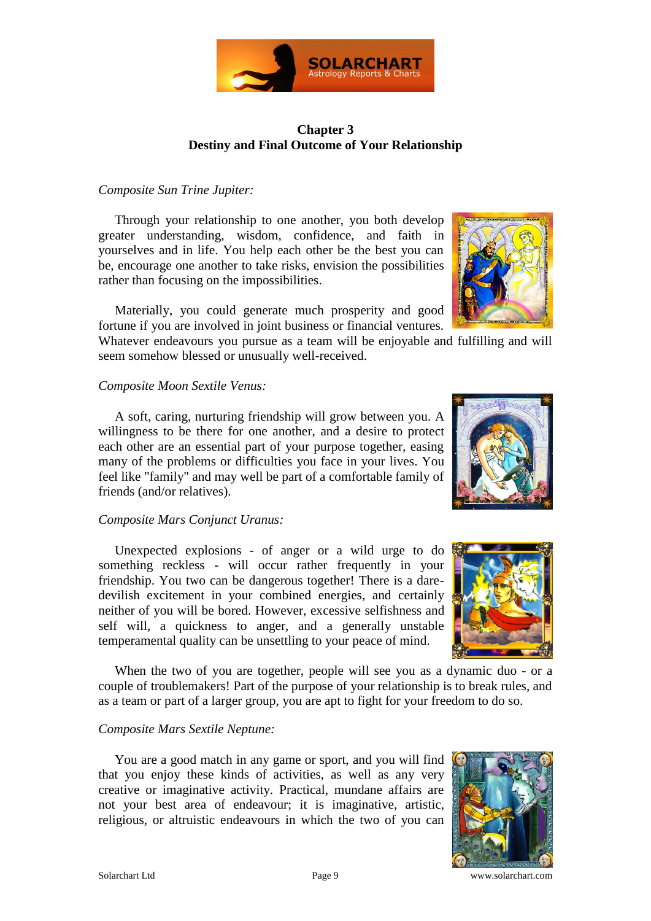## Chapter 3
## Destiny and Final Outcome of Your Relationship

*Composite Sun Trine Jupiter:*

Through your relationship to one another, you both develop greater understanding, wisdom, confidence, and faith in yourselves and in life. You help each other be the best you can be, encourage one another to take risks, envision the possibilities rather than focusing on the impossibilities.

Materially, you could generate much prosperity and good fortune if you are involved in joint business or financial ventures. Whatever endeavours you pursue as a team will be enjoyable and fulfilling and will seem somehow blessed or unusually well-received.

*Composite Moon Sextile Venus:*

A soft, caring, nurturing friendship will grow between you. A willingness to be there for one another, and a desire to protect each other are an essential part of your purpose together, easing many of the problems or difficulties you face in your lives. You feel like "family" and may well be part of a comfortable family of friends (and/or relatives).

*Composite Mars Conjunct Uranus:*

Unexpected explosions - of anger or a wild urge to do something reckless - will occur rather frequently in your friendship. You two can be dangerous together! There is a dare-devilish excitement in your combined energies, and certainly neither of you will be bored. However, excessive selfishness and self will, a quickness to anger, and a generally unstable temperamental quality can be unsettling to your peace of mind.

When the two of you are together, people will see you as a dynamic duo - or a couple of troublemakers! Part of the purpose of your relationship is to break rules, and as a team or part of a larger group, you are apt to fight for your freedom to do so.

*Composite Mars Sextile Neptune:*

You are a good match in any game or sport, and you will find that you enjoy these kinds of activities, as well as any very creative or imaginative activity. Practical, mundane affairs are not your best area of endeavour; it is imaginative, artistic, religious, or altruistic endeavours in which the two of you can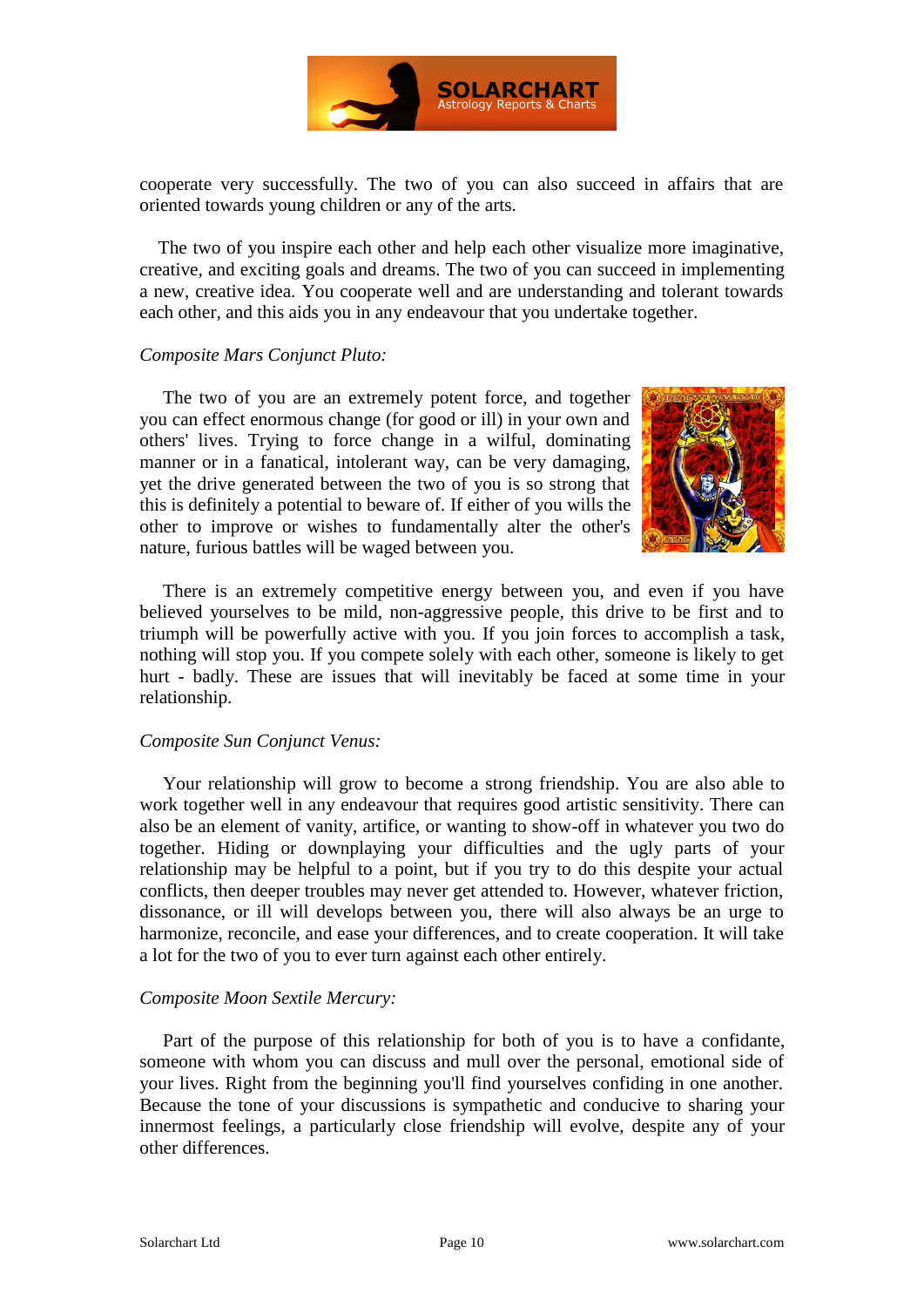cooperate very successfully. The two of you can also succeed in affairs that are oriented towards young children or any of the arts.

The two of you inspire each other and help each other visualize more imaginative, creative, and exciting goals and dreams. The two of you can succeed in implementing a new, creative idea. You cooperate well and are understanding and tolerant towards each other, and this aids you in any endeavour that you undertake together.

*Composite Mars Conjunct Pluto:*

The two of you are an extremely potent force, and together you can effect enormous change (for good or ill) in your own and others' lives. Trying to force change in a wilful, dominating manner or in a fanatical, intolerant way, can be very damaging, yet the drive generated between the two of you is so strong that this is definitely a potential to beware of. If either of you wills the other to improve or wishes to fundamentally alter the other's nature, furious battles will be waged between you.

There is an extremely competitive energy between you, and even if you have believed yourselves to be mild, non-aggressive people, this drive to be first and to triumph will be powerfully active with you. If you join forces to accomplish a task, nothing will stop you. If you compete solely with each other, someone is likely to get hurt - badly. These are issues that will inevitably be faced at some time in your relationship.

*Composite Sun Conjunct Venus:*

Your relationship will grow to become a strong friendship. You are also able to work together well in any endeavour that requires good artistic sensitivity. There can also be an element of vanity, artifice, or wanting to show-off in whatever you two do together. Hiding or downplaying your difficulties and the ugly parts of your relationship may be helpful to a point, but if you try to do this despite your actual conflicts, then deeper troubles may never get attended to. However, whatever friction, dissonance, or ill will develops between you, there will also always be an urge to harmonize, reconcile, and ease your differences, and to create cooperation. It will take a lot for the two of you to ever turn against each other entirely.

*Composite Moon Sextile Mercury:*

Part of the purpose of this relationship for both of you is to have a confidante, someone with whom you can discuss and mull over the personal, emotional side of your lives. Right from the beginning you'll find yourselves confiding in one another. Because the tone of your discussions is sympathetic and conducive to sharing your innermost feelings, a particularly close friendship will evolve, despite any of your other differences.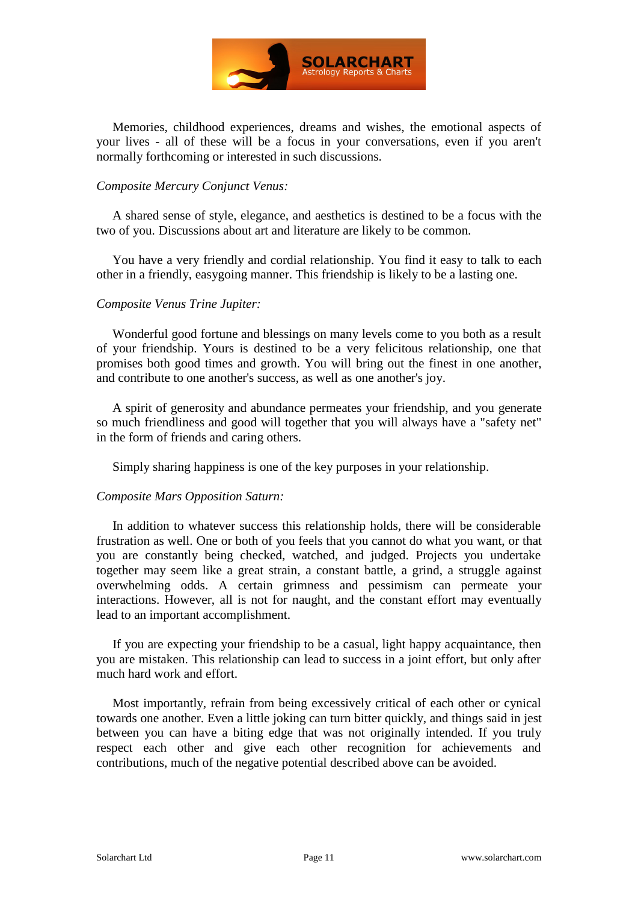Memories, childhood experiences, dreams and wishes, the emotional aspects of your lives - all of these will be a focus in your conversations, even if you aren't normally forthcoming or interested in such discussions.

*Composite Mercury Conjunct Venus:*

A shared sense of style, elegance, and aesthetics is destined to be a focus with the two of you. Discussions about art and literature are likely to be common.

You have a very friendly and cordial relationship. You find it easy to talk to each other in a friendly, easygoing manner. This friendship is likely to be a lasting one.

*Composite Venus Trine Jupiter:*

Wonderful good fortune and blessings on many levels come to you both as a result of your friendship. Yours is destined to be a very felicitous relationship, one that promises both good times and growth. You will bring out the finest in one another, and contribute to one another's success, as well as one another's joy.

A spirit of generosity and abundance permeates your friendship, and you generate so much friendliness and good will together that you will always have a "safety net" in the form of friends and caring others.

Simply sharing happiness is one of the key purposes in your relationship.

*Composite Mars Opposition Saturn:*

In addition to whatever success this relationship holds, there will be considerable frustration as well. One or both of you feels that you cannot do what you want, or that you are constantly being checked, watched, and judged. Projects you undertake together may seem like a great strain, a constant battle, a grind, a struggle against overwhelming odds. A certain grimness and pessimism can permeate your interactions. However, all is not for naught, and the constant effort may eventually lead to an important accomplishment.

If you are expecting your friendship to be a casual, light happy acquaintance, then you are mistaken. This relationship can lead to success in a joint effort, but only after much hard work and effort.

Most importantly, refrain from being excessively critical of each other or cynical towards one another. Even a little joking can turn bitter quickly, and things said in jest between you can have a biting edge that was not originally intended. If you truly respect each other and give each other recognition for achievements and contributions, much of the negative potential described above can be avoided.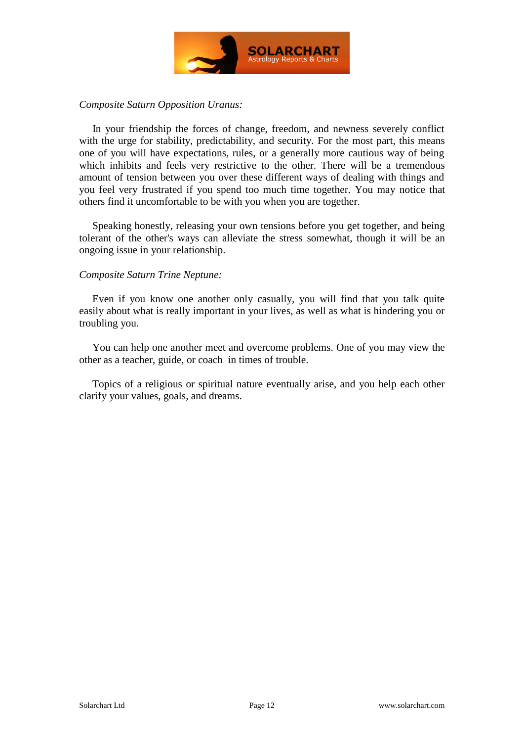*Composite Saturn Opposition Uranus:*

In your friendship the forces of change, freedom, and newness severely conflict with the urge for stability, predictability, and security. For the most part, this means one of you will have expectations, rules, or a generally more cautious way of being which inhibits and feels very restrictive to the other. There will be a tremendous amount of tension between you over these different ways of dealing with things and you feel very frustrated if you spend too much time together. You may notice that others find it uncomfortable to be with you when you are together.

Speaking honestly, releasing your own tensions before you get together, and being tolerant of the other's ways can alleviate the stress somewhat, though it will be an ongoing issue in your relationship.

*Composite Saturn Trine Neptune:*

Even if you know one another only casually, you will find that you talk quite easily about what is really important in your lives, as well as what is hindering you or troubling you.

You can help one another meet and overcome problems. One of you may view the other as a teacher, guide, or coach in times of trouble.

Topics of a religious or spiritual nature eventually arise, and you help each other clarify your values, goals, and dreams.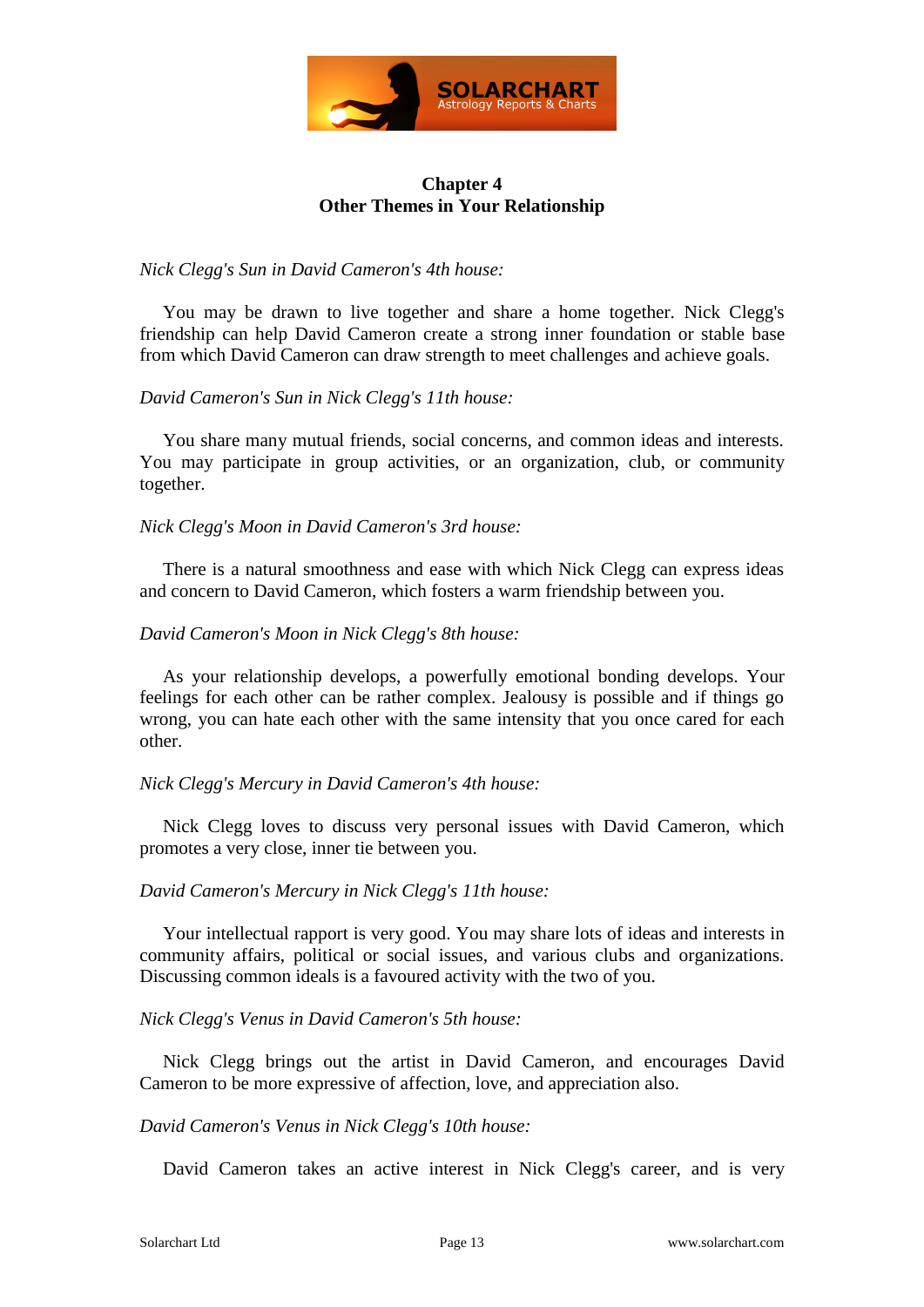## Chapter 4
## Other Themes in Your Relationship

*Nick Clegg's Sun in David Cameron's 4th house:*

You may be drawn to live together and share a home together. Nick Clegg's friendship can help David Cameron create a strong inner foundation or stable base from which David Cameron can draw strength to meet challenges and achieve goals.

*David Cameron's Sun in Nick Clegg's 11th house:*

You share many mutual friends, social concerns, and common ideas and interests. You may participate in group activities, or an organization, club, or community together.

*Nick Clegg's Moon in David Cameron's 3rd house:*

There is a natural smoothness and ease with which Nick Clegg can express ideas and concern to David Cameron, which fosters a warm friendship between you.

*David Cameron's Moon in Nick Clegg's 8th house:*

As your relationship develops, a powerfully emotional bonding develops. Your feelings for each other can be rather complex. Jealousy is possible and if things go wrong, you can hate each other with the same intensity that you once cared for each other.

*Nick Clegg's Mercury in David Cameron's 4th house:*

Nick Clegg loves to discuss very personal issues with David Cameron, which promotes a very close, inner tie between you.

*David Cameron's Mercury in Nick Clegg's 11th house:*

Your intellectual rapport is very good. You may share lots of ideas and interests in community affairs, political or social issues, and various clubs and organizations. Discussing common ideals is a favoured activity with the two of you.

*Nick Clegg's Venus in David Cameron's 5th house:*

Nick Clegg brings out the artist in David Cameron, and encourages David Cameron to be more expressive of affection, love, and appreciation also.

*David Cameron's Venus in Nick Clegg's 10th house:*

David Cameron takes an active interest in Nick Clegg's career, and is very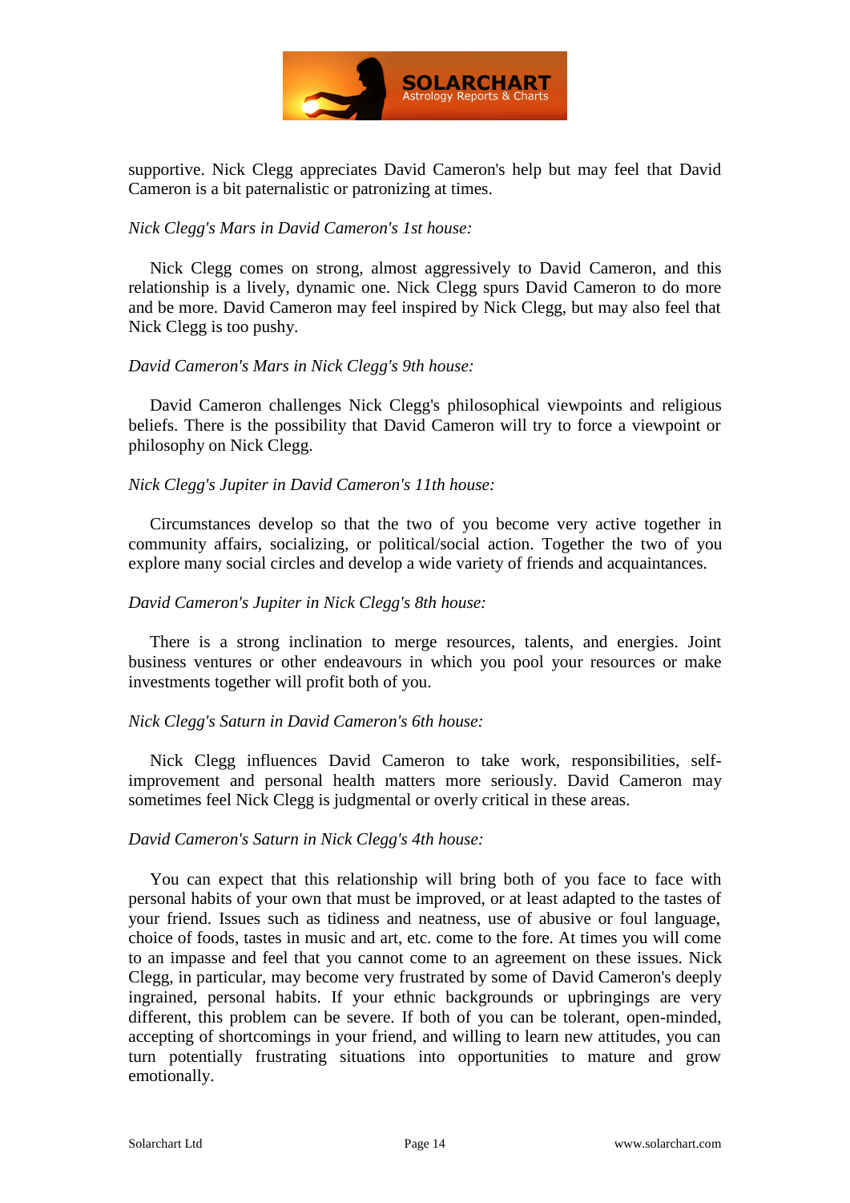supportive. Nick Clegg appreciates David Cameron's help but may feel that David Cameron is a bit paternalistic or patronizing at times.

*Nick Clegg's Mars in David Cameron's 1st house:*

Nick Clegg comes on strong, almost aggressively to David Cameron, and this relationship is a lively, dynamic one. Nick Clegg spurs David Cameron to do more and be more. David Cameron may feel inspired by Nick Clegg, but may also feel that Nick Clegg is too pushy.

*David Cameron's Mars in Nick Clegg's 9th house:*

David Cameron challenges Nick Clegg's philosophical viewpoints and religious beliefs. There is the possibility that David Cameron will try to force a viewpoint or philosophy on Nick Clegg.

*Nick Clegg's Jupiter in David Cameron's 11th house:*

Circumstances develop so that the two of you become very active together in community affairs, socializing, or political/social action. Together the two of you explore many social circles and develop a wide variety of friends and acquaintances.

*David Cameron's Jupiter in Nick Clegg's 8th house:*

There is a strong inclination to merge resources, talents, and energies. Joint business ventures or other endeavours in which you pool your resources or make investments together will profit both of you.

*Nick Clegg's Saturn in David Cameron's 6th house:*

Nick Clegg influences David Cameron to take work, responsibilities, self-improvement and personal health matters more seriously. David Cameron may sometimes feel Nick Clegg is judgmental or overly critical in these areas.

*David Cameron's Saturn in Nick Clegg's 4th house:*

You can expect that this relationship will bring both of you face to face with personal habits of your own that must be improved, or at least adapted to the tastes of your friend. Issues such as tidiness and neatness, use of abusive or foul language, choice of foods, tastes in music and art, etc. come to the fore. At times you will come to an impasse and feel that you cannot come to an agreement on these issues. Nick Clegg, in particular, may become very frustrated by some of David Cameron's deeply ingrained, personal habits. If your ethnic backgrounds or upbringings are very different, this problem can be severe. If both of you can be tolerant, open-minded, accepting of shortcomings in your friend, and willing to learn new attitudes, you can turn potentially frustrating situations into opportunities to mature and grow emotionally.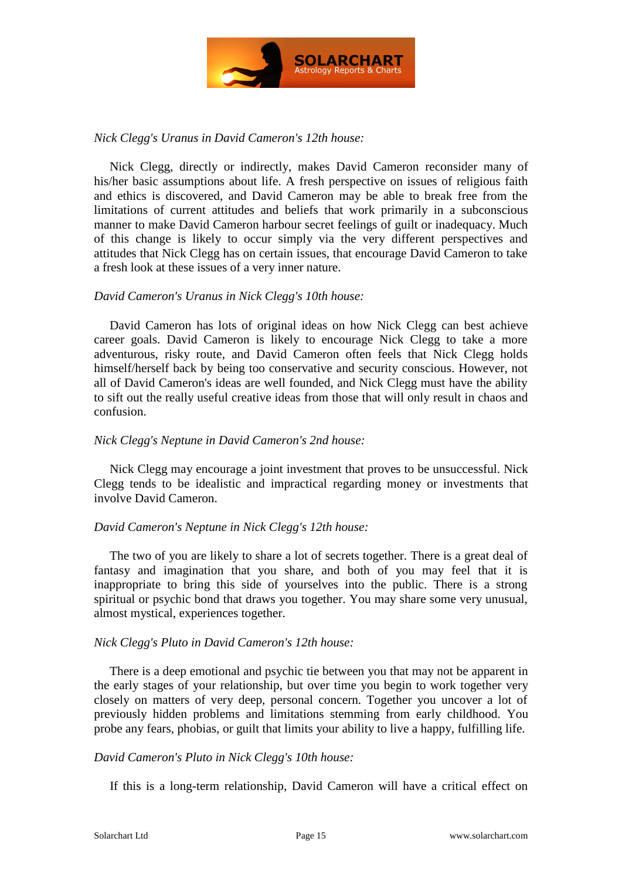*Nick Clegg's Uranus in David Cameron's 12th house:*

Nick Clegg, directly or indirectly, makes David Cameron reconsider many of his/her basic assumptions about life. A fresh perspective on issues of religious faith and ethics is discovered, and David Cameron may be able to break free from the limitations of current attitudes and beliefs that work primarily in a subconscious manner to make David Cameron harbour secret feelings of guilt or inadequacy. Much of this change is likely to occur simply via the very different perspectives and attitudes that Nick Clegg has on certain issues, that encourage David Cameron to take a fresh look at these issues of a very inner nature.

*David Cameron's Uranus in Nick Clegg's 10th house:*

David Cameron has lots of original ideas on how Nick Clegg can best achieve career goals. David Cameron is likely to encourage Nick Clegg to take a more adventurous, risky route, and David Cameron often feels that Nick Clegg holds himself/herself back by being too conservative and security conscious. However, not all of David Cameron's ideas are well founded, and Nick Clegg must have the ability to sift out the really useful creative ideas from those that will only result in chaos and confusion.

*Nick Clegg's Neptune in David Cameron's 2nd house:*

Nick Clegg may encourage a joint investment that proves to be unsuccessful. Nick Clegg tends to be idealistic and impractical regarding money or investments that involve David Cameron.

*David Cameron's Neptune in Nick Clegg's 12th house:*

The two of you are likely to share a lot of secrets together. There is a great deal of fantasy and imagination that you share, and both of you may feel that it is inappropriate to bring this side of yourselves into the public. There is a strong spiritual or psychic bond that draws you together. You may share some very unusual, almost mystical, experiences together.

*Nick Clegg's Pluto in David Cameron's 12th house:*

There is a deep emotional and psychic tie between you that may not be apparent in the early stages of your relationship, but over time you begin to work together very closely on matters of very deep, personal concern. Together you uncover a lot of previously hidden problems and limitations stemming from early childhood. You probe any fears, phobias, or guilt that limits your ability to live a happy, fulfilling life.

*David Cameron's Pluto in Nick Clegg's 10th house:*

If this is a long-term relationship, David Cameron will have a critical effect on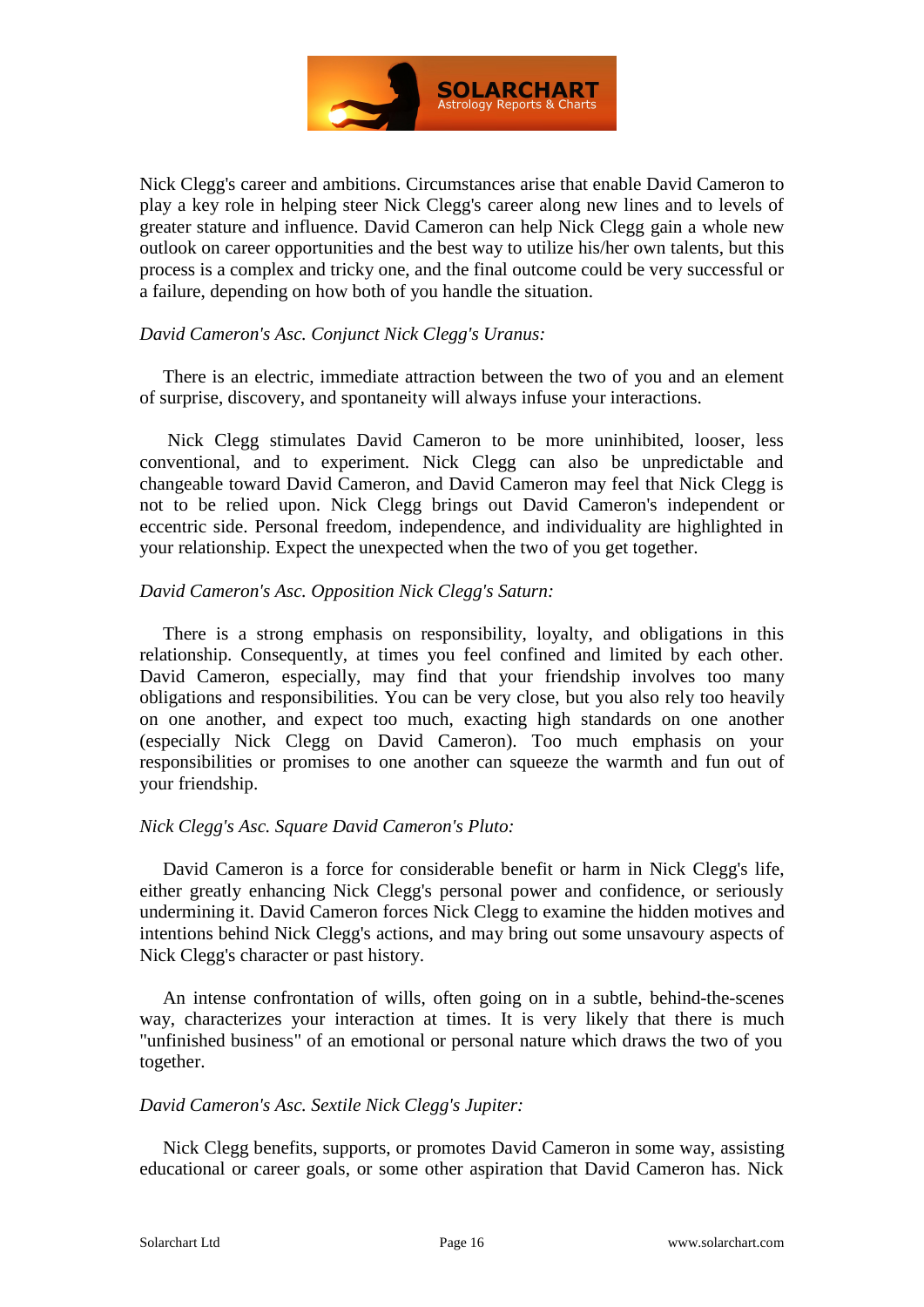Nick Clegg's career and ambitions. Circumstances arise that enable David Cameron to play a key role in helping steer Nick Clegg's career along new lines and to levels of greater stature and influence. David Cameron can help Nick Clegg gain a whole new outlook on career opportunities and the best way to utilize his/her own talents, but this process is a complex and tricky one, and the final outcome could be very successful or a failure, depending on how both of you handle the situation.

*David Cameron's Asc. Conjunct Nick Clegg's Uranus:*

There is an electric, immediate attraction between the two of you and an element of surprise, discovery, and spontaneity will always infuse your interactions.

Nick Clegg stimulates David Cameron to be more uninhibited, looser, less conventional, and to experiment. Nick Clegg can also be unpredictable and changeable toward David Cameron, and David Cameron may feel that Nick Clegg is not to be relied upon. Nick Clegg brings out David Cameron's independent or eccentric side. Personal freedom, independence, and individuality are highlighted in your relationship. Expect the unexpected when the two of you get together.

*David Cameron's Asc. Opposition Nick Clegg's Saturn:*

There is a strong emphasis on responsibility, loyalty, and obligations in this relationship. Consequently, at times you feel confined and limited by each other. David Cameron, especially, may find that your friendship involves too many obligations and responsibilities. You can be very close, but you also rely too heavily on one another, and expect too much, exacting high standards on one another (especially Nick Clegg on David Cameron). Too much emphasis on your responsibilities or promises to one another can squeeze the warmth and fun out of your friendship.

*Nick Clegg's Asc. Square David Cameron's Pluto:*

David Cameron is a force for considerable benefit or harm in Nick Clegg's life, either greatly enhancing Nick Clegg's personal power and confidence, or seriously undermining it. David Cameron forces Nick Clegg to examine the hidden motives and intentions behind Nick Clegg's actions, and may bring out some unsavoury aspects of Nick Clegg's character or past history.

An intense confrontation of wills, often going on in a subtle, behind-the-scenes way, characterizes your interaction at times. It is very likely that there is much "unfinished business" of an emotional or personal nature which draws the two of you together.

*David Cameron's Asc. Sextile Nick Clegg's Jupiter:*

Nick Clegg benefits, supports, or promotes David Cameron in some way, assisting educational or career goals, or some other aspiration that David Cameron has. Nick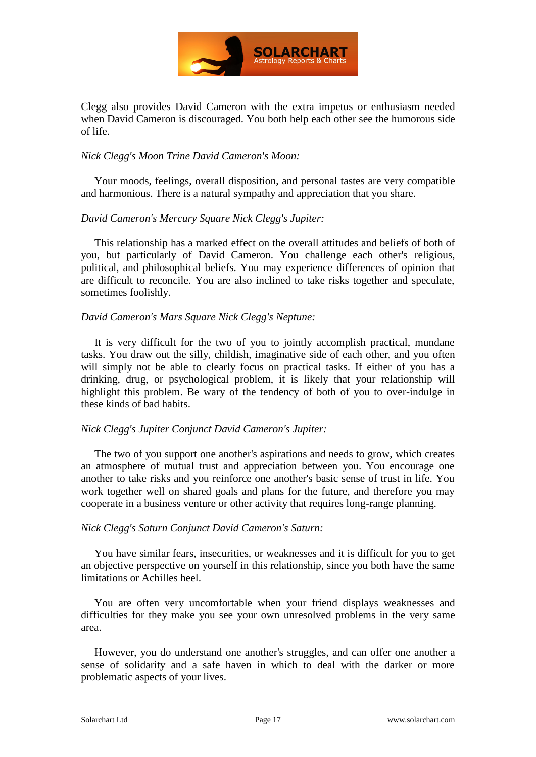Clegg also provides David Cameron with the extra impetus or enthusiasm needed when David Cameron is discouraged. You both help each other see the humorous side of life.

*Nick Clegg's Moon Trine David Cameron's Moon:*

Your moods, feelings, overall disposition, and personal tastes are very compatible and harmonious. There is a natural sympathy and appreciation that you share.

*David Cameron's Mercury Square Nick Clegg's Jupiter:*

This relationship has a marked effect on the overall attitudes and beliefs of both of you, but particularly of David Cameron. You challenge each other's religious, political, and philosophical beliefs. You may experience differences of opinion that are difficult to reconcile. You are also inclined to take risks together and speculate, sometimes foolishly.

*David Cameron's Mars Square Nick Clegg's Neptune:*

It is very difficult for the two of you to jointly accomplish practical, mundane tasks. You draw out the silly, childish, imaginative side of each other, and you often will simply not be able to clearly focus on practical tasks. If either of you has a drinking, drug, or psychological problem, it is likely that your relationship will highlight this problem. Be wary of the tendency of both of you to over-indulge in these kinds of bad habits.

*Nick Clegg's Jupiter Conjunct David Cameron's Jupiter:*

The two of you support one another's aspirations and needs to grow, which creates an atmosphere of mutual trust and appreciation between you. You encourage one another to take risks and you reinforce one another's basic sense of trust in life. You work together well on shared goals and plans for the future, and therefore you may cooperate in a business venture or other activity that requires long-range planning.

*Nick Clegg's Saturn Conjunct David Cameron's Saturn:*

You have similar fears, insecurities, or weaknesses and it is difficult for you to get an objective perspective on yourself in this relationship, since you both have the same limitations or Achilles heel.

You are often very uncomfortable when your friend displays weaknesses and difficulties for they make you see your own unresolved problems in the very same area.

However, you do understand one another's struggles, and can offer one another a sense of solidarity and a safe haven in which to deal with the darker or more problematic aspects of your lives.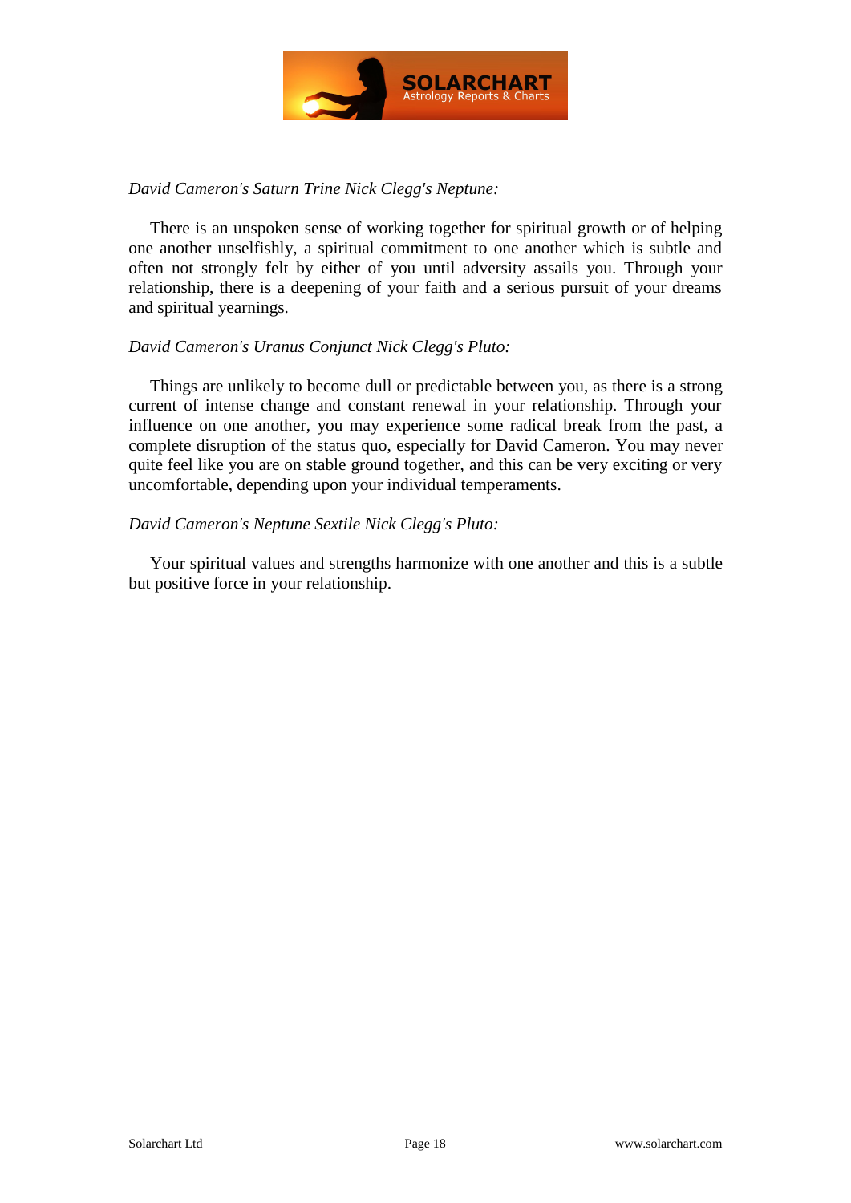*David Cameron's Saturn Trine Nick Clegg's Neptune:*

There is an unspoken sense of working together for spiritual growth or of helping one another unselfishly, a spiritual commitment to one another which is subtle and often not strongly felt by either of you until adversity assails you. Through your relationship, there is a deepening of your faith and a serious pursuit of your dreams and spiritual yearnings.

*David Cameron's Uranus Conjunct Nick Clegg's Pluto:*

Things are unlikely to become dull or predictable between you, as there is a strong current of intense change and constant renewal in your relationship. Through your influence on one another, you may experience some radical break from the past, a complete disruption of the status quo, especially for David Cameron. You may never quite feel like you are on stable ground together, and this can be very exciting or very uncomfortable, depending upon your individual temperaments.

*David Cameron's Neptune Sextile Nick Clegg's Pluto:*

Your spiritual values and strengths harmonize with one another and this is a subtle but positive force in your relationship.